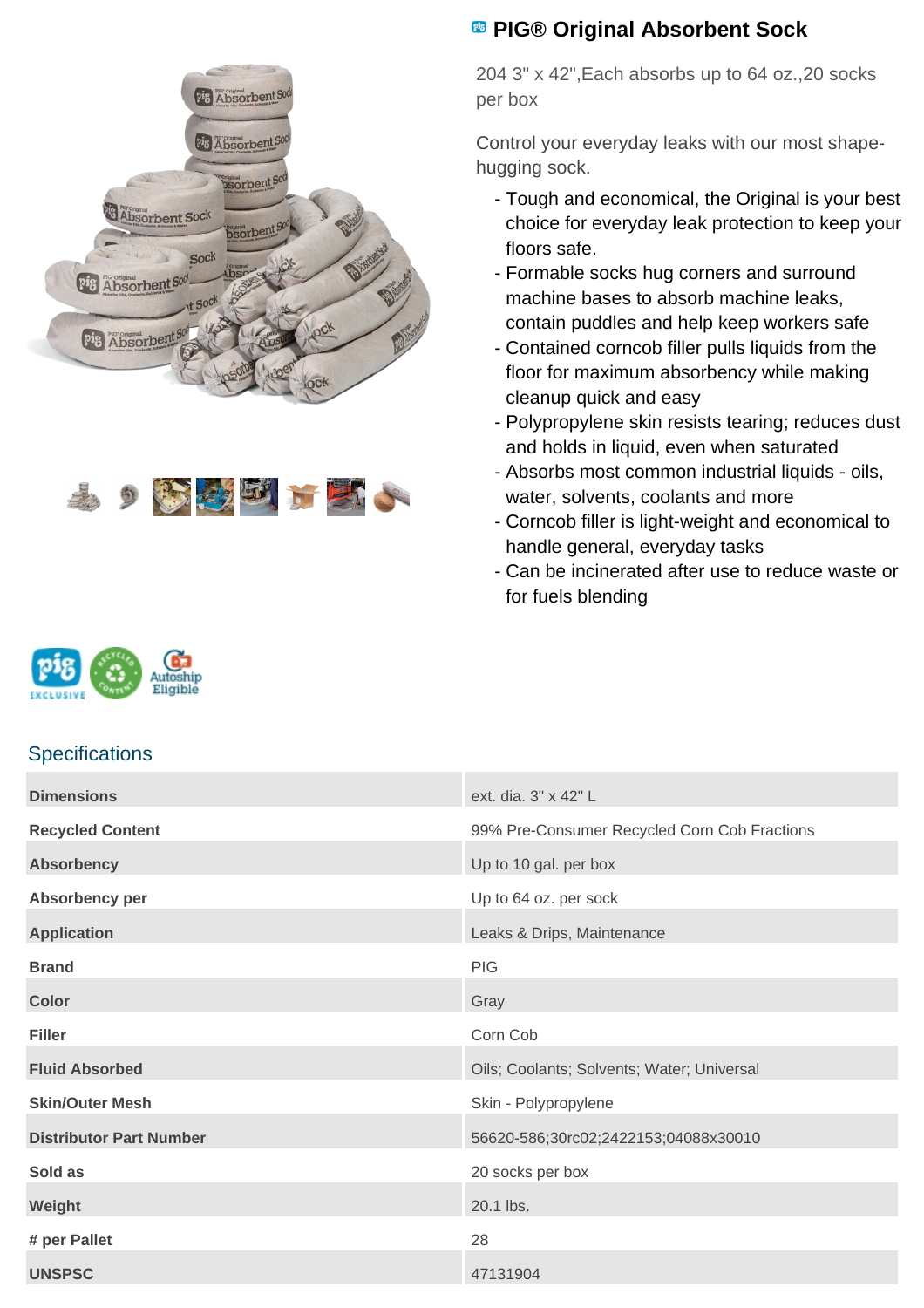# PIG® Original Absorbent Sock

204 3" x 42",Each absorbs up to 64 oz.,20 socks per box

Control your everyday leaks with our most shape-hugging sock.

- Tough and economical, the Original is your best choice for everyday leak protection to keep your floors safe.
- Formable socks hug corners and surround machine bases to absorb machine leaks, contain puddles and help keep workers safe
- Contained corncob filler pulls liquids from the floor for maximum absorbency while making cleanup quick and easy
- Polypropylene skin resists tearing; reduces dust and holds in liquid, even when saturated
- Absorbs most common industrial liquids - oils, water, solvents, coolants and more
- Corncob filler is light-weight and economical to handle general, everyday tasks
- Can be incinerated after use to reduce waste or for fuels blending

## Specifications

| | |
|---|---|
| **Dimensions** | ext. dia. 3" x 42" L |
| **Recycled Content** | 99% Pre-Consumer Recycled Corn Cob Fractions |
| **Absorbency** | Up to 10 gal. per box |
| **Absorbency per** | Up to 64 oz. per sock |
| **Application** | Leaks & Drips, Maintenance |
| **Brand** | PIG |
| **Color** | Gray |
| **Filler** | Corn Cob |
| **Fluid Absorbed** | Oils; Coolants; Solvents; Water; Universal |
| **Skin/Outer Mesh** | Skin - Polypropylene |
| **Distributor Part Number** | 56620-586;30rc02;2422153;04088x30010 |
| **Sold as** | 20 socks per box |
| **Weight** | 20.1 lbs. |
| **# per Pallet** | 28 |
| **UNSPSC** | 47131904 |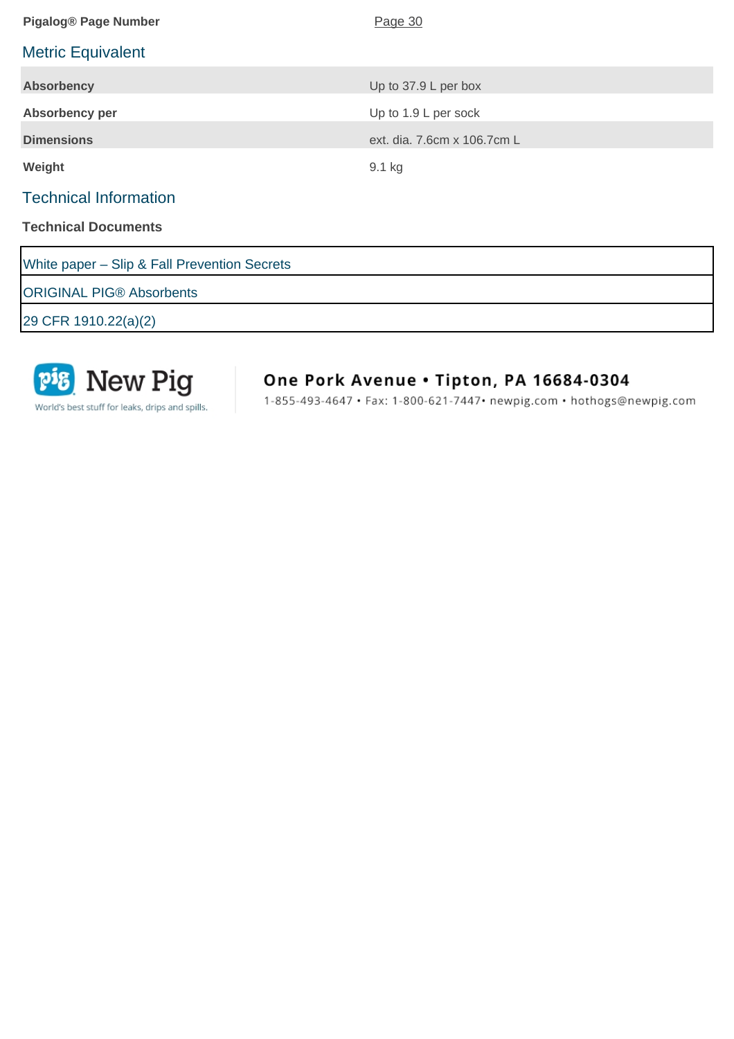| | |
|---|---|
| **Pigalog® Page Number** | Page 30 |

## Metric Equivalent

| | |
|---|---|
| **Absorbency** | Up to 37.9 L per box |
| **Absorbency per** | Up to 1.9 L per sock |
| **Dimensions** | ext. dia. 7.6cm x 106.7cm L |
| **Weight** | 9.1 kg |

## Technical Information

**Technical Documents**

| |
|---|
| White paper – Slip & Fall Prevention Secrets |
| ORIGINAL PIG® Absorbents |
| 29 CFR 1910.22(a)(2) |

New Pig
World's best stuff for leaks, drips and spills.

**One Pork Avenue • Tipton, PA 16684-0304**
1-855-493-4647 • Fax: 1-800-621-7447• newpig.com • hothogs@newpig.com